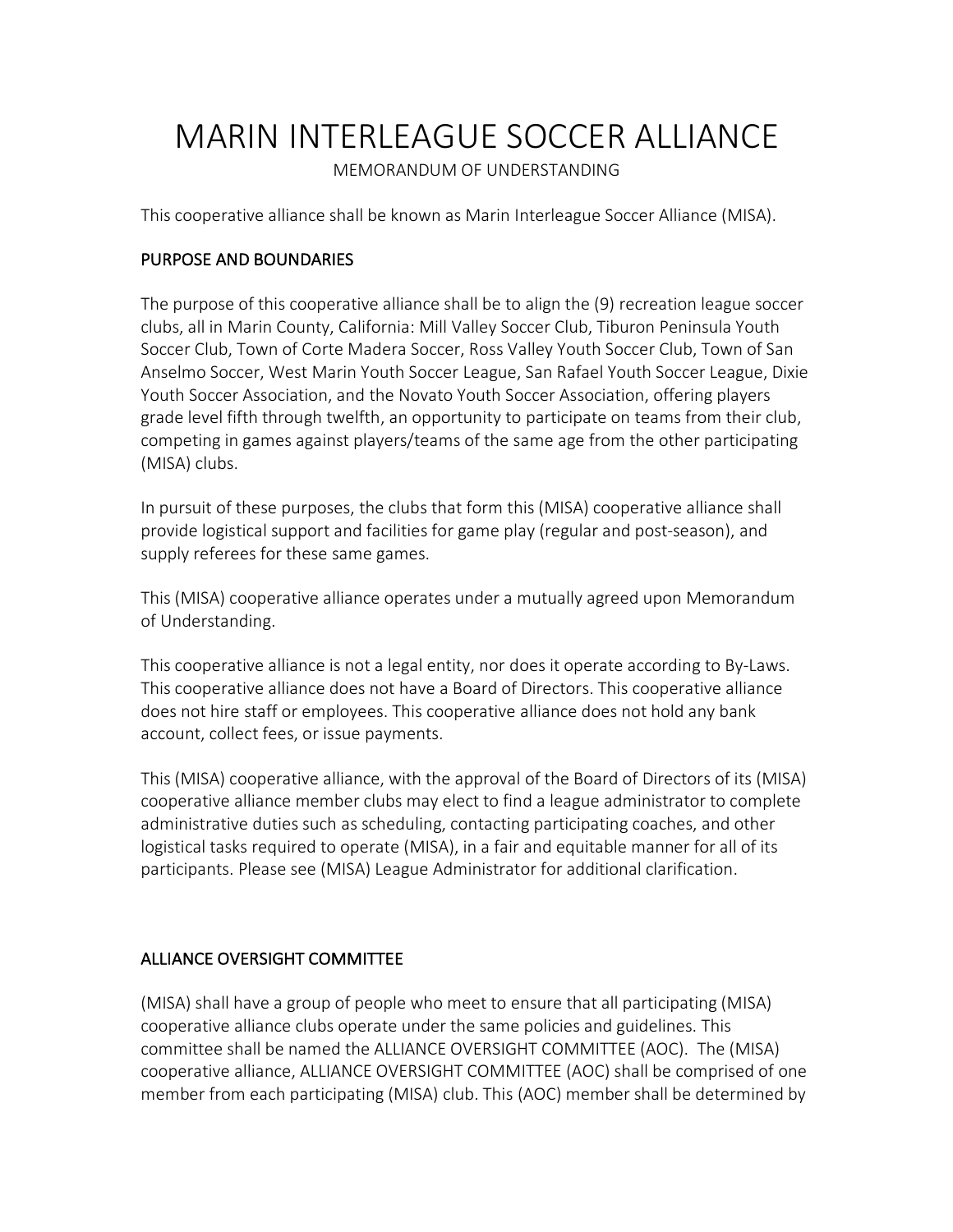# MARIN INTERLEAGUE SOCCER ALLIANCE

MEMORANDUM OF UNDERSTANDING

This cooperative alliance shall be known as Marin Interleague Soccer Alliance (MISA).

## PURPOSE AND BOUNDARIES

The purpose of this cooperative alliance shall be to align the (9) recreation league soccer clubs, all in Marin County, California: Mill Valley Soccer Club, Tiburon Peninsula Youth Soccer Club, Town of Corte Madera Soccer, Ross Valley Youth Soccer Club, Town of San Anselmo Soccer, West Marin Youth Soccer League, San Rafael Youth Soccer League, Dixie Youth Soccer Association, and the Novato Youth Soccer Association, offering players grade level fifth through twelfth, an opportunity to participate on teams from their club, competing in games against players/teams of the same age from the other participating (MISA) clubs.

In pursuit of these purposes, the clubs that form this (MISA) cooperative alliance shall provide logistical support and facilities for game play (regular and post-season), and supply referees for these same games.

This (MISA) cooperative alliance operates under a mutually agreed upon Memorandum of Understanding.

This cooperative alliance is not a legal entity, nor does it operate according to By-Laws. This cooperative alliance does not have a Board of Directors. This cooperative alliance does not hire staff or employees. This cooperative alliance does not hold any bank account, collect fees, or issue payments.

This (MISA) cooperative alliance, with the approval of the Board of Directors of its (MISA) cooperative alliance member clubs may elect to find a league administrator to complete administrative duties such as scheduling, contacting participating coaches, and other logistical tasks required to operate (MISA), in a fair and equitable manner for all of its participants. Please see (MISA) League Administrator for additional clarification.

## ALLIANCE OVERSIGHT COMMITTEE

(MISA) shall have a group of people who meet to ensure that all participating (MISA) cooperative alliance clubs operate under the same policies and guidelines. This committee shall be named the ALLIANCE OVERSIGHT COMMITTEE (AOC). The (MISA) cooperative alliance, ALLIANCE OVERSIGHT COMMITTEE (AOC) shall be comprised of one member from each participating (MISA) club. This (AOC) member shall be determined by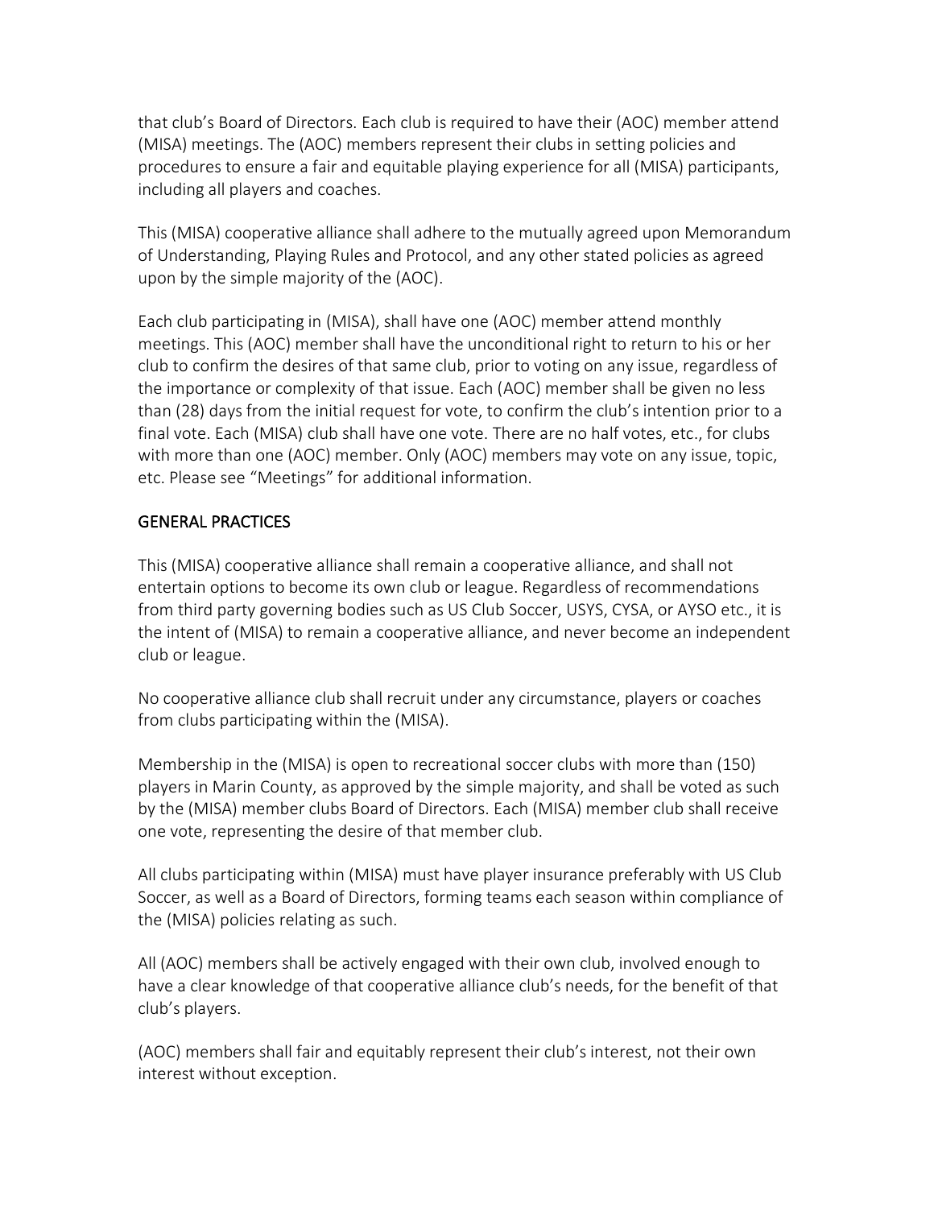that club's Board of Directors. Each club is required to have their (AOC) member attend (MISA) meetings. The (AOC) members represent their clubs in setting policies and procedures to ensure a fair and equitable playing experience for all (MISA) participants, including all players and coaches.

This (MISA) cooperative alliance shall adhere to the mutually agreed upon Memorandum of Understanding, Playing Rules and Protocol, and any other stated policies as agreed upon by the simple majority of the (AOC).

Each club participating in (MISA), shall have one (AOC) member attend monthly meetings. This (AOC) member shall have the unconditional right to return to his or her club to confirm the desires of that same club, prior to voting on any issue, regardless of the importance or complexity of that issue. Each (AOC) member shall be given no less than (28) days from the initial request for vote, to confirm the club's intention prior to a final vote. Each (MISA) club shall have one vote. There are no half votes, etc., for clubs with more than one (AOC) member. Only (AOC) members may vote on any issue, topic, etc. Please see "Meetings" for additional information.

## GENERAL PRACTICES

This (MISA) cooperative alliance shall remain a cooperative alliance, and shall not entertain options to become its own club or league. Regardless of recommendations from third party governing bodies such as US Club Soccer, USYS, CYSA, or AYSO etc., it is the intent of (MISA) to remain a cooperative alliance, and never become an independent club or league.

No cooperative alliance club shall recruit under any circumstance, players or coaches from clubs participating within the (MISA).

Membership in the (MISA) is open to recreational soccer clubs with more than (150) players in Marin County, as approved by the simple majority, and shall be voted as such by the (MISA) member clubs Board of Directors. Each (MISA) member club shall receive one vote, representing the desire of that member club.

All clubs participating within (MISA) must have player insurance preferably with US Club Soccer, as well as a Board of Directors, forming teams each season within compliance of the (MISA) policies relating as such.

All (AOC) members shall be actively engaged with their own club, involved enough to have a clear knowledge of that cooperative alliance club's needs, for the benefit of that club's players.

(AOC) members shall fair and equitably represent their club's interest, not their own interest without exception.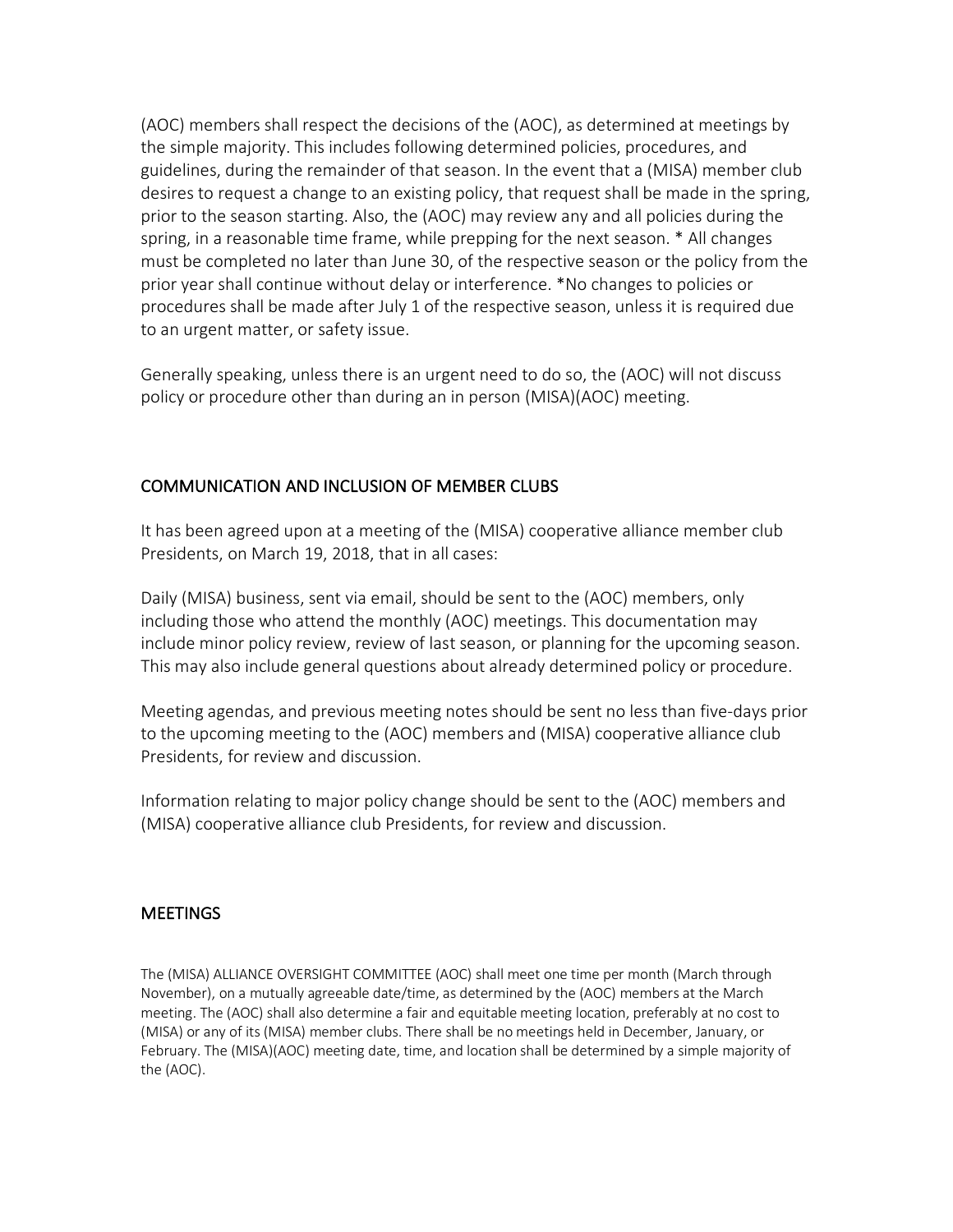(AOC) members shall respect the decisions of the (AOC), as determined at meetings by the simple majority. This includes following determined policies, procedures, and guidelines, during the remainder of that season. In the event that a (MISA) member club desires to request a change to an existing policy, that request shall be made in the spring, prior to the season starting. Also, the (AOC) may review any and all policies during the spring, in a reasonable time frame, while prepping for the next season. * All changes must be completed no later than June 30, of the respective season or the policy from the prior year shall continue without delay or interference. *No changes to policies or procedures shall be made after July 1 of the respective season, unless it is required due to an urgent matter, or safety issue.

Generally speaking, unless there is an urgent need to do so, the (AOC) will not discuss policy or procedure other than during an in person (MISA)(AOC) meeting.

## COMMUNICATION AND INCLUSION OF MEMBER CLUBS

It has been agreed upon at a meeting of the (MISA) cooperative alliance member club Presidents, on March 19, 2018, that in all cases:

Daily (MISA) business, sent via email, should be sent to the (AOC) members, only including those who attend the monthly (AOC) meetings. This documentation may include minor policy review, review of last season, or planning for the upcoming season. This may also include general questions about already determined policy or procedure.

Meeting agendas, and previous meeting notes should be sent no less than five-days prior to the upcoming meeting to the (AOC) members and (MISA) cooperative alliance club Presidents, for review and discussion.

Information relating to major policy change should be sent to the (AOC) members and (MISA) cooperative alliance club Presidents, for review and discussion.

## MEETINGS

The (MISA) ALLIANCE OVERSIGHT COMMITTEE (AOC) shall meet one time per month (March through November), on a mutually agreeable date/time, as determined by the (AOC) members at the March meeting. The (AOC) shall also determine a fair and equitable meeting location, preferably at no cost to (MISA) or any of its (MISA) member clubs. There shall be no meetings held in December, January, or February. The (MISA)(AOC) meeting date, time, and location shall be determined by a simple majority of the (AOC).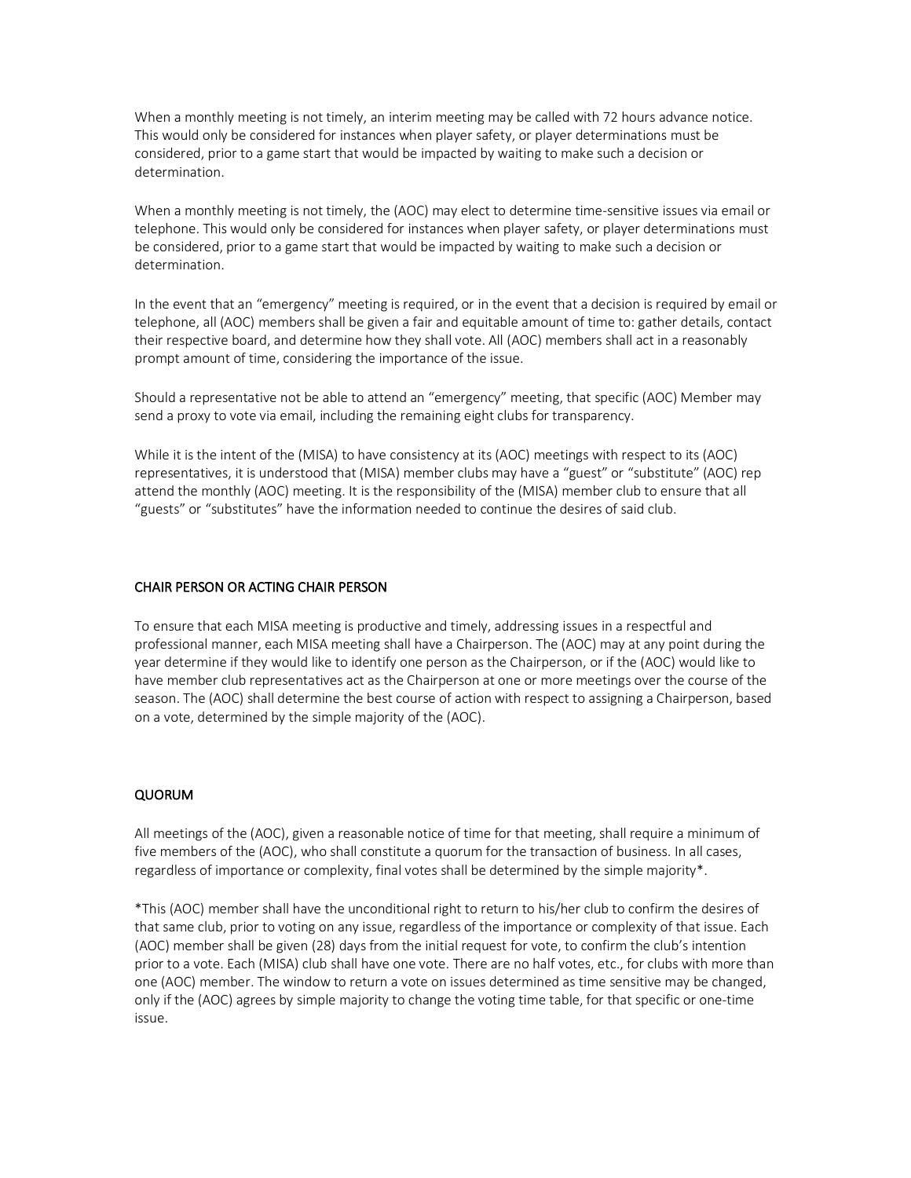When a monthly meeting is not timely, an interim meeting may be called with 72 hours advance notice. This would only be considered for instances when player safety, or player determinations must be considered, prior to a game start that would be impacted by waiting to make such a decision or determination.

When a monthly meeting is not timely, the (AOC) may elect to determine time-sensitive issues via email or telephone. This would only be considered for instances when player safety, or player determinations must be considered, prior to a game start that would be impacted by waiting to make such a decision or determination.

In the event that an "emergency" meeting is required, or in the event that a decision is required by email or telephone, all (AOC) members shall be given a fair and equitable amount of time to: gather details, contact their respective board, and determine how they shall vote. All (AOC) members shall act in a reasonably prompt amount of time, considering the importance of the issue.

Should a representative not be able to attend an "emergency" meeting, that specific (AOC) Member may send a proxy to vote via email, including the remaining eight clubs for transparency.

While it is the intent of the (MISA) to have consistency at its (AOC) meetings with respect to its (AOC) representatives, it is understood that (MISA) member clubs may have a "guest" or "substitute" (AOC) rep attend the monthly (AOC) meeting. It is the responsibility of the (MISA) member club to ensure that all "guests" or "substitutes" have the information needed to continue the desires of said club.

## CHAIR PERSON OR ACTING CHAIR PERSON

To ensure that each MISA meeting is productive and timely, addressing issues in a respectful and professional manner, each MISA meeting shall have a Chairperson. The (AOC) may at any point during the year determine if they would like to identify one person as the Chairperson, or if the (AOC) would like to have member club representatives act as the Chairperson at one or more meetings over the course of the season. The (AOC) shall determine the best course of action with respect to assigning a Chairperson, based on a vote, determined by the simple majority of the (AOC).

## QUORUM

All meetings of the (AOC), given a reasonable notice of time for that meeting, shall require a minimum of five members of the (AOC), who shall constitute a quorum for the transaction of business. In all cases, regardless of importance or complexity, final votes shall be determined by the simple majority*.

*This (AOC) member shall have the unconditional right to return to his/her club to confirm the desires of that same club, prior to voting on any issue, regardless of the importance or complexity of that issue. Each (AOC) member shall be given (28) days from the initial request for vote, to confirm the club's intention prior to a vote. Each (MISA) club shall have one vote. There are no half votes, etc., for clubs with more than one (AOC) member. The window to return a vote on issues determined as time sensitive may be changed, only if the (AOC) agrees by simple majority to change the voting time table, for that specific or one-time issue.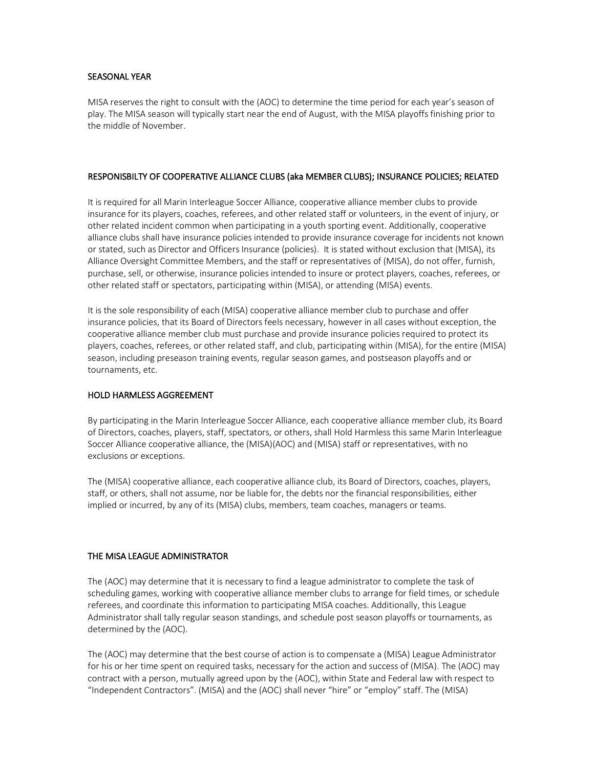## SEASONAL YEAR

MISA reserves the right to consult with the (AOC) to determine the time period for each year's season of play. The MISA season will typically start near the end of August, with the MISA playoffs finishing prior to the middle of November.

## RESPONISBILTY OF COOPERATIVE ALLIANCE CLUBS (aka MEMBER CLUBS); INSURANCE POLICIES; RELATED

It is required for all Marin Interleague Soccer Alliance, cooperative alliance member clubs to provide insurance for its players, coaches, referees, and other related staff or volunteers, in the event of injury, or other related incident common when participating in a youth sporting event. Additionally, cooperative alliance clubs shall have insurance policies intended to provide insurance coverage for incidents not known or stated, such as Director and Officers Insurance (policies). It is stated without exclusion that (MISA), its Alliance Oversight Committee Members, and the staff or representatives of (MISA), do not offer, furnish, purchase, sell, or otherwise, insurance policies intended to insure or protect players, coaches, referees, or other related staff or spectators, participating within (MISA), or attending (MISA) events.

It is the sole responsibility of each (MISA) cooperative alliance member club to purchase and offer insurance policies, that its Board of Directors feels necessary, however in all cases without exception, the cooperative alliance member club must purchase and provide insurance policies required to protect its players, coaches, referees, or other related staff, and club, participating within (MISA), for the entire (MISA) season, including preseason training events, regular season games, and postseason playoffs and or tournaments, etc.

## HOLD HARMLESS AGGREEMENT

By participating in the Marin Interleague Soccer Alliance, each cooperative alliance member club, its Board of Directors, coaches, players, staff, spectators, or others, shall Hold Harmless this same Marin Interleague Soccer Alliance cooperative alliance, the (MISA)(AOC) and (MISA) staff or representatives, with no exclusions or exceptions.

The (MISA) cooperative alliance, each cooperative alliance club, its Board of Directors, coaches, players, staff, or others, shall not assume, nor be liable for, the debts nor the financial responsibilities, either implied or incurred, by any of its (MISA) clubs, members, team coaches, managers or teams.

## THE MISA LEAGUE ADMINISTRATOR

The (AOC) may determine that it is necessary to find a league administrator to complete the task of scheduling games, working with cooperative alliance member clubs to arrange for field times, or schedule referees, and coordinate this information to participating MISA coaches. Additionally, this League Administrator shall tally regular season standings, and schedule post season playoffs or tournaments, as determined by the (AOC).

The (AOC) may determine that the best course of action is to compensate a (MISA) League Administrator for his or her time spent on required tasks, necessary for the action and success of (MISA). The (AOC) may contract with a person, mutually agreed upon by the (AOC), within State and Federal law with respect to "Independent Contractors". (MISA) and the (AOC) shall never "hire" or "employ" staff. The (MISA)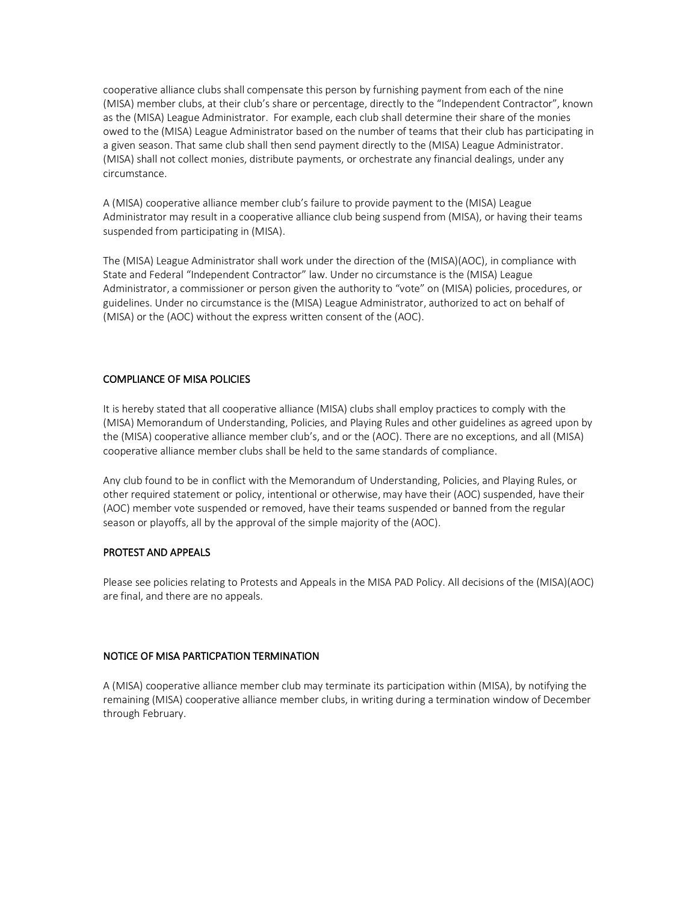cooperative alliance clubs shall compensate this person by furnishing payment from each of the nine (MISA) member clubs, at their club's share or percentage, directly to the "Independent Contractor", known as the (MISA) League Administrator. For example, each club shall determine their share of the monies owed to the (MISA) League Administrator based on the number of teams that their club has participating in a given season. That same club shall then send payment directly to the (MISA) League Administrator. (MISA) shall not collect monies, distribute payments, or orchestrate any financial dealings, under any circumstance.

A (MISA) cooperative alliance member club's failure to provide payment to the (MISA) League Administrator may result in a cooperative alliance club being suspend from (MISA), or having their teams suspended from participating in (MISA).

The (MISA) League Administrator shall work under the direction of the (MISA)(AOC), in compliance with State and Federal "Independent Contractor" law. Under no circumstance is the (MISA) League Administrator, a commissioner or person given the authority to "vote" on (MISA) policies, procedures, or guidelines. Under no circumstance is the (MISA) League Administrator, authorized to act on behalf of (MISA) or the (AOC) without the express written consent of the (AOC).

## COMPLIANCE OF MISA POLICIES

It is hereby stated that all cooperative alliance (MISA) clubs shall employ practices to comply with the (MISA) Memorandum of Understanding, Policies, and Playing Rules and other guidelines as agreed upon by the (MISA) cooperative alliance member club's, and or the (AOC). There are no exceptions, and all (MISA) cooperative alliance member clubs shall be held to the same standards of compliance.

Any club found to be in conflict with the Memorandum of Understanding, Policies, and Playing Rules, or other required statement or policy, intentional or otherwise, may have their (AOC) suspended, have their (AOC) member vote suspended or removed, have their teams suspended or banned from the regular season or playoffs, all by the approval of the simple majority of the (AOC).

## PROTEST AND APPEALS

Please see policies relating to Protests and Appeals in the MISA PAD Policy. All decisions of the (MISA)(AOC) are final, and there are no appeals.

## NOTICE OF MISA PARTICPATION TERMINATION

A (MISA) cooperative alliance member club may terminate its participation within (MISA), by notifying the remaining (MISA) cooperative alliance member clubs, in writing during a termination window of December through February.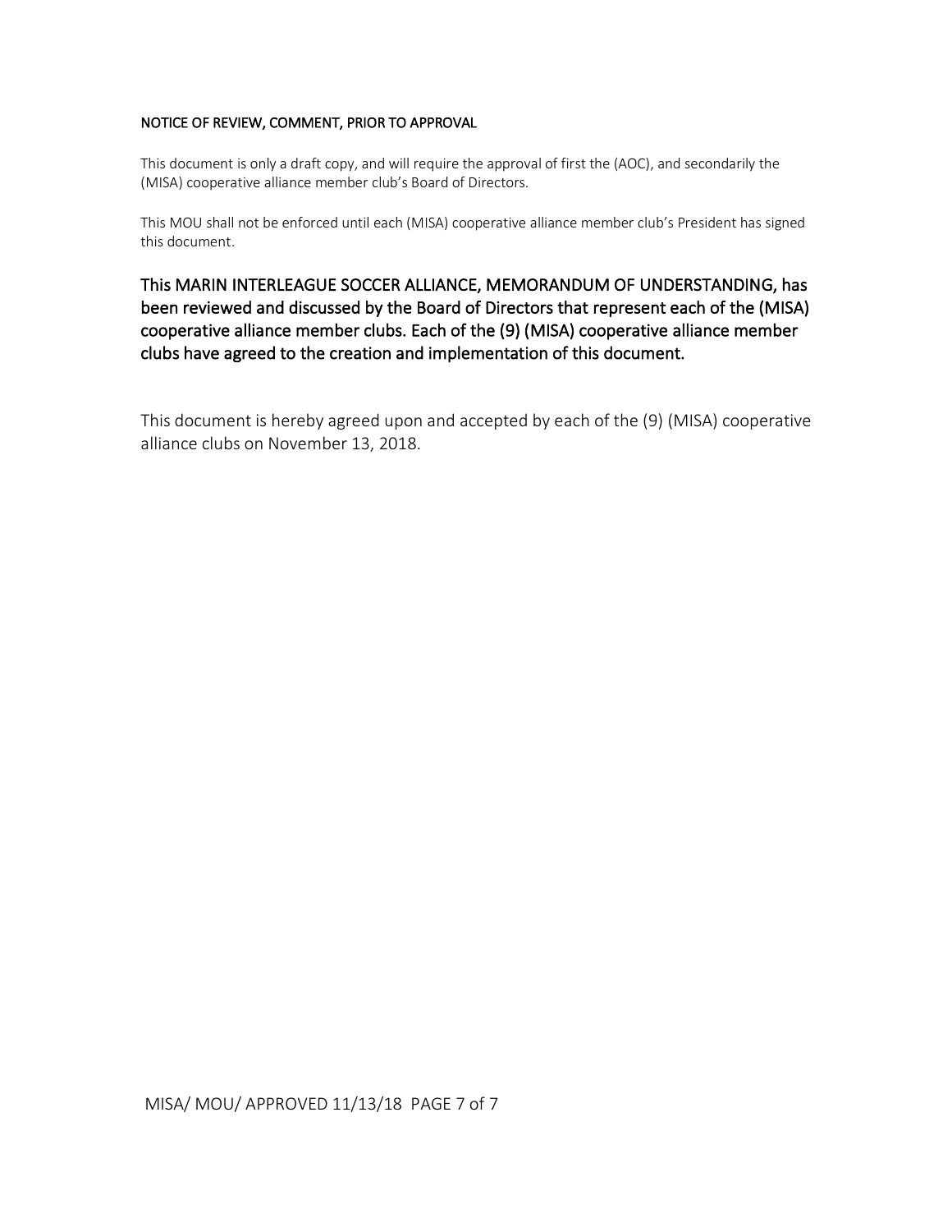#### NOTICE OF REVIEW, COMMENT, PRIOR TO APPROVAL

This document is only a draft copy, and will require the approval of first the (AOC), and secondarily the (MISA) cooperative alliance member club's Board of Directors.

This MOU shall not be enforced until each (MISA) cooperative alliance member club's President has signed this document.

### This MARIN INTERLEAGUE SOCCER ALLIANCE, MEMORANDUM OF UNDERSTANDING, has been reviewed and discussed by the Board of Directors that represent each of the (MISA) cooperative alliance member clubs. Each of the (9) (MISA) cooperative alliance member clubs have agreed to the creation and implementation of this document.

This document is hereby agreed upon and accepted by each of the (9) (MISA) cooperative alliance clubs on November 13, 2018.